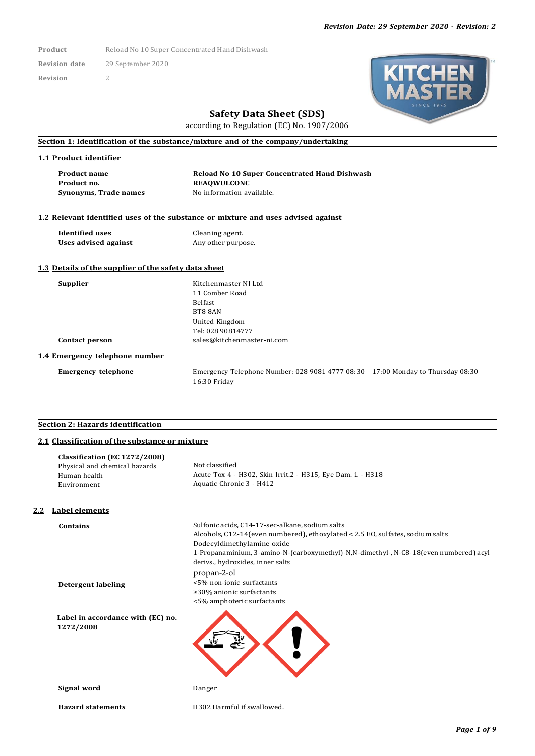| Product | Reload No 10 Super Concentrated Hand Dishwash |
|---|---|
| Revision date | 29 September 2020 |
| Revision | 2 |

# Safety Data Sheet (SDS)

according to Regulation (EC) No. 1907/2006

## Section 1: Identification of the substance/mixture and of the company/undertaking

### 1.1 Product identifier

| | |
|---|---|
| **Product name** | **Reload No 10 Super Concentrated Hand Dishwash** |
| **Product no.** | **REAQWULCONC** |
| **Synonyms, Trade names** | No information available. |

### 1.2 Relevant identified uses of the substance or mixture and uses advised against

| | |
|---|---|
| **Identified uses** | Cleaning agent. |
| **Uses advised against** | Any other purpose. |

### 1.3 Details of the supplier of the safety data sheet

| | |
|---|---|
| **Supplier** | Kitchenmaster NI Ltd<br>11 Comber Road<br>Belfast<br>BT8 8AN<br>United Kingdom<br>Tel: 028 90814777 |
| **Contact person** | sales@kitchenmaster-ni.com |

### 1.4 Emergency telephone number

| | |
|---|---|
| **Emergency telephone** | Emergency Telephone Number: 028 9081 4777 08:30 – 17:00 Monday to Thursday 08:30 – 16:30 Friday |

## Section 2: Hazards identification

### 2.1 Classification of the substance or mixture

**Classification (EC 1272/2008)**

| | |
|---|---|
| Physical and chemical hazards | Not classified |
| Human health | Acute Tox 4 - H302, Skin Irrit.2 - H315, Eye Dam. 1 - H318 |
| Environment | Aquatic Chronic 3 - H412 |

### 2.2 Label elements

| | |
|---|---|
| **Contains** | Sulfonic acids, C14-17-sec-alkane, sodium salts<br>Alcohols, C12-14(even numbered), ethoxylated < 2.5 EO, sulfates, sodium salts<br>Dodecyldimethylamine oxide<br>1-Propanaminium, 3-amino-N-(carboxymethyl)-N,N-dimethyl-, N-C8-18(even numbered) acyl derivs., hydroxides, inner salts<br>propan-2-ol |
| **Detergent labeling** | <5% non-ionic surfactants<br>≥30% anionic surfactants<br><5% amphoteric surfactants |
| **Label in accordance with (EC) no. 1272/2008** | |
| **Signal word** | Danger |
| **Hazard statements** | H302 Harmful if swallowed. |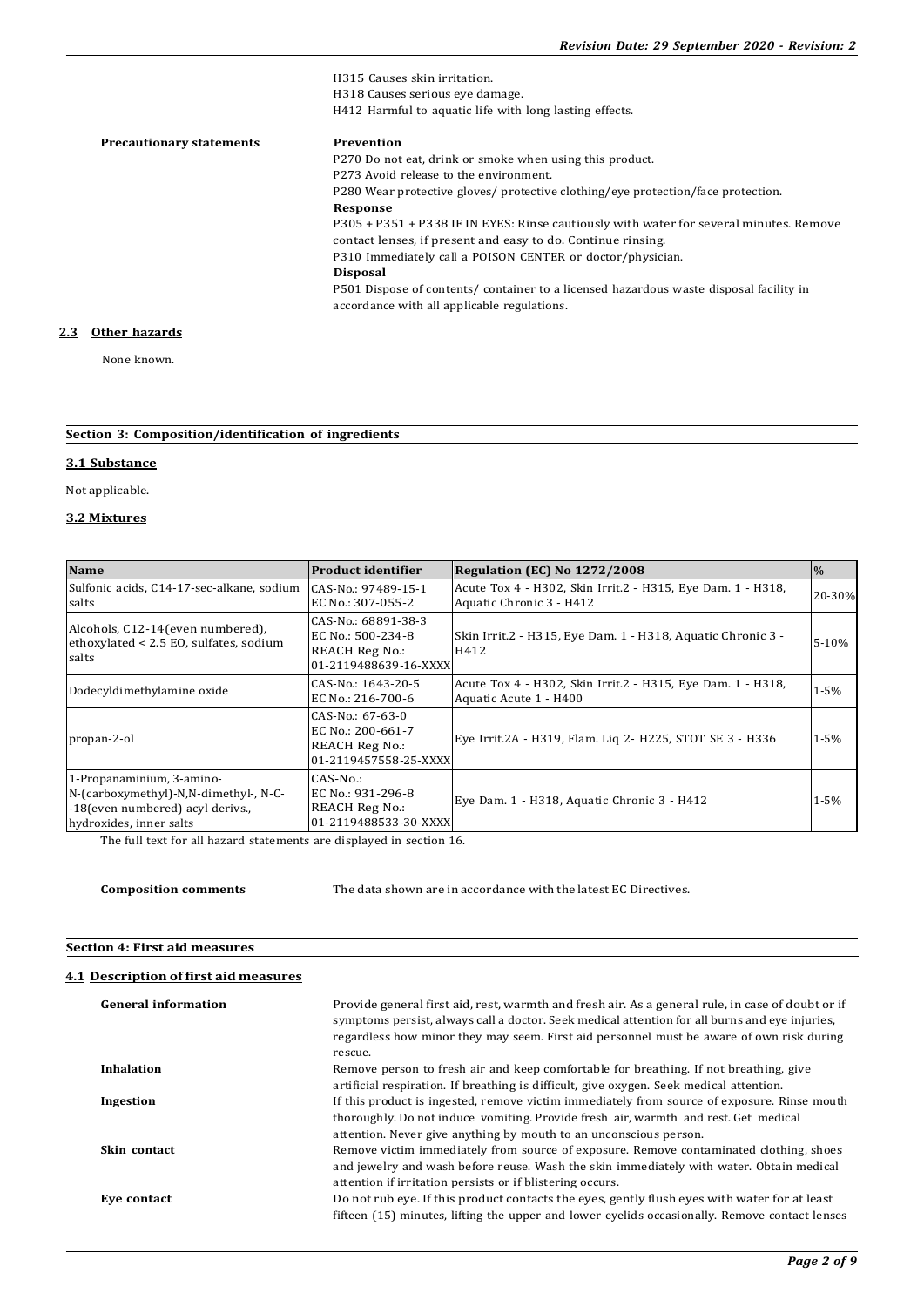H315 Causes skin irritation.
H318 Causes serious eye damage.
H412 Harmful to aquatic life with long lasting effects.

**Precautionary statements**

**Prevention**
P270 Do not eat, drink or smoke when using this product.
P273 Avoid release to the environment.
P280 Wear protective gloves/ protective clothing/eye protection/face protection.
**Response**
P305 + P351 + P338 IF IN EYES: Rinse cautiously with water for several minutes. Remove contact lenses, if present and easy to do. Continue rinsing.
P310 Immediately call a POISON CENTER or doctor/physician.
**Disposal**
P501 Dispose of contents/ container to a licensed hazardous waste disposal facility in accordance with all applicable regulations.

### 2.3 Other hazards

None known.

## Section 3: Composition/identification of ingredients

### 3.1 Substance

Not applicable.

### 3.2 Mixtures

| Name | Product identifier | Regulation (EC) No 1272/2008 | % |
|---|---|---|---|
| Sulfonic acids, C14-17-sec-alkane, sodium salts | CAS-No.: 97489-15-1<br>EC No.: 307-055-2 | Acute Tox 4 - H302, Skin Irrit.2 - H315, Eye Dam. 1 - H318, Aquatic Chronic 3 - H412 | 20-30% |
| Alcohols, C12-14(even numbered), ethoxylated < 2.5 EO, sulfates, sodium salts | CAS-No.: 68891-38-3<br>EC No.: 500-234-8<br>REACH Reg No.:<br>01-2119488639-16-XXXX | Skin Irrit.2 - H315, Eye Dam. 1 - H318, Aquatic Chronic 3 - H412 | 5-10% |
| Dodecyldimethylamine oxide | CAS-No.: 1643-20-5<br>EC No.: 216-700-6 | Acute Tox 4 - H302, Skin Irrit.2 - H315, Eye Dam. 1 - H318, Aquatic Acute 1 - H400 | 1-5% |
| propan-2-ol | CAS-No.: 67-63-0<br>EC No.: 200-661-7<br>REACH Reg No.:<br>01-2119457558-25-XXXX | Eye Irrit.2A - H319, Flam. Liq 2- H225, STOT SE 3 - H336 | 1-5% |
| 1-Propanaminium, 3-amino-N-(carboxymethyl)-N,N-dimethyl-, N-C-18(even numbered) acyl derivs., hydroxides, inner salts | CAS-No.:<br>EC No.: 931-296-8<br>REACH Reg No.:<br>01-2119488533-30-XXXX | Eye Dam. 1 - H318, Aquatic Chronic 3 - H412 | 1-5% |

The full text for all hazard statements are displayed in section 16.

**Composition comments** The data shown are in accordance with the latest EC Directives.

## Section 4: First aid measures

### 4.1 Description of first aid measures

**General information**
Provide general first aid, rest, warmth and fresh air. As a general rule, in case of doubt or if symptoms persist, always call a doctor. Seek medical attention for all burns and eye injuries, regardless how minor they may seem. First aid personnel must be aware of own risk during rescue.

**Inhalation**
Remove person to fresh air and keep comfortable for breathing. If not breathing, give artificial respiration. If breathing is difficult, give oxygen. Seek medical attention.

**Ingestion**
If this product is ingested, remove victim immediately from source of exposure. Rinse mouth thoroughly. Do not induce vomiting. Provide fresh air, warmth and rest. Get medical attention. Never give anything by mouth to an unconscious person.

**Skin contact**
Remove victim immediately from source of exposure. Remove contaminated clothing, shoes and jewelry and wash before reuse. Wash the skin immediately with water. Obtain medical attention if irritation persists or if blistering occurs.

**Eye contact**
Do not rub eye. If this product contacts the eyes, gently flush eyes with water for at least fifteen (15) minutes, lifting the upper and lower eyelids occasionally. Remove contact lenses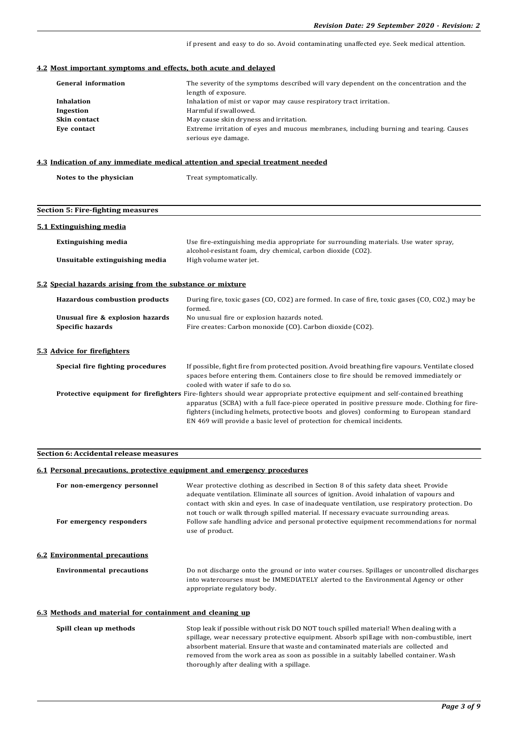if present and easy to do so. Avoid contaminating unaffected eye. Seek medical attention.

### 4.2 Most important symptoms and effects, both acute and delayed

| | |
|---|---|
| **General information** | The severity of the symptoms described will vary dependent on the concentration and the length of exposure. |
| **Inhalation** | Inhalation of mist or vapor may cause respiratory tract irritation. |
| **Ingestion** | Harmful if swallowed. |
| **Skin contact** | May cause skin dryness and irritation. |
| **Eye contact** | Extreme irritation of eyes and mucous membranes, including burning and tearing. Causes serious eye damage. |

### 4.3 Indication of any immediate medical attention and special treatment needed

| | |
|---|---|
| **Notes to the physician** | Treat symptomatically. |

## Section 5: Fire-fighting measures

### 5.1 Extinguishing media

| | |
|---|---|
| **Extinguishing media** | Use fire-extinguishing media appropriate for surrounding materials. Use water spray, alcohol-resistant foam, dry chemical, carbon dioxide ($CO_2$). |
| **Unsuitable extinguishing media** | High volume water jet. |

### 5.2 Special hazards arising from the substance or mixture

| | |
|---|---|
| **Hazardous combustion products** | During fire, toxic gases (CO, $CO_2$) are formed. In case of fire, toxic gases (CO, $CO_2$,) may be formed. |
| **Unusual fire & explosion hazards** | No unusual fire or explosion hazards noted. |
| **Specific hazards** | Fire creates: Carbon monoxide (CO). Carbon dioxide ($CO_2$). |

### 5.3 Advice for firefighters

| | |
|---|---|
| **Special fire fighting procedures** | If possible, fight fire from protected position. Avoid breathing fire vapours. Ventilate closed spaces before entering them. Containers close to fire should be removed immediately or cooled with water if safe to do so. |
| **Protective equipment for firefighters** | Fire-fighters should wear appropriate protective equipment and self-contained breathing apparatus (SCBA) with a full face-piece operated in positive pressure mode. Clothing for fire-fighters (including helmets, protective boots and gloves) conforming to European standard EN 469 will provide a basic level of protection for chemical incidents. |

## Section 6: Accidental release measures

### 6.1 Personal precautions, protective equipment and emergency procedures

| | |
|---|---|
| **For non-emergency personnel** | Wear protective clothing as described in Section 8 of this safety data sheet. Provide adequate ventilation. Eliminate all sources of ignition. Avoid inhalation of vapours and contact with skin and eyes. In case of inadequate ventilation, use respiratory protection. Do not touch or walk through spilled material. If necessary evacuate surrounding areas. |
| **For emergency responders** | Follow safe handling advice and personal protective equipment recommendations for normal use of product. |

### 6.2 Environmental precautions

| | |
|---|---|
| **Environmental precautions** | Do not discharge onto the ground or into water courses. Spillages or uncontrolled discharges into watercourses must be IMMEDIATELY alerted to the Environmental Agency or other appropriate regulatory body. |

### 6.3 Methods and material for containment and cleaning up

| | |
|---|---|
| **Spill clean up methods** | Stop leak if possible without risk DO NOT touch spilled material! When dealing with a spillage, wear necessary protective equipment. Absorb spillage with non-combustible, inert absorbent material. Ensure that waste and contaminated materials are collected and removed from the work area as soon as possible in a suitably labelled container. Wash thoroughly after dealing with a spillage. |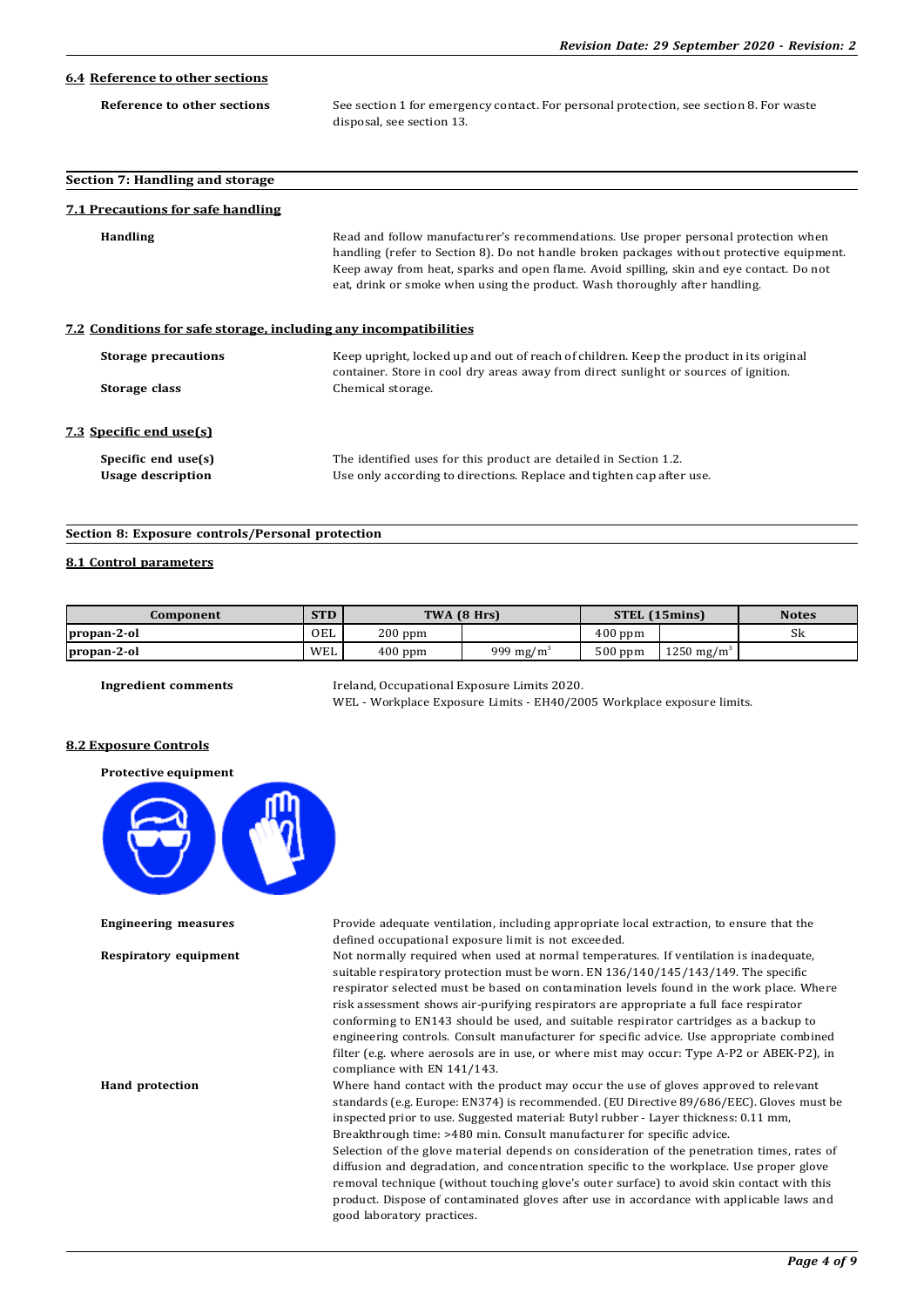## 6.4 Reference to other sections

**Reference to other sections** See section 1 for emergency contact. For personal protection, see section 8. For waste disposal, see section 13.

## Section 7: Handling and storage

### 7.1 Precautions for safe handling

**Handling** Read and follow manufacturer's recommendations. Use proper personal protection when handling (refer to Section 8). Do not handle broken packages without protective equipment. Keep away from heat, sparks and open flame. Avoid spilling, skin and eye contact. Do not eat, drink or smoke when using the product. Wash thoroughly after handling.

### 7.2 Conditions for safe storage, including any incompatibilities

**Storage precautions** Keep upright, locked up and out of reach of children. Keep the product in its original container. Store in cool dry areas away from direct sunlight or sources of ignition.

**Storage class** Chemical storage.

### 7.3 Specific end use(s)

**Specific end use(s)** The identified uses for this product are detailed in Section 1.2.

**Usage description** Use only according to directions. Replace and tighten cap after use.

## Section 8: Exposure controls/Personal protection

### 8.1 Control parameters

| Component | STD | TWA (8 Hrs) | | STEL (15mins) | | Notes |
|---|---|---|---|---|---|---|
| propan-2-ol | OEL | 200 ppm | | 400 ppm | | Sk |
| propan-2-ol | WEL | 400 ppm | 999 $mg/m^3$ | 500 ppm | 1250 $mg/m^3$ | |

**Ingredient comments** Ireland, Occupational Exposure Limits 2020.
WEL - Workplace Exposure Limits - EH40/2005 Workplace exposure limits.

### 8.2 Exposure Controls

**Protective equipment**

**Engineering measures** Provide adequate ventilation, including appropriate local extraction, to ensure that the defined occupational exposure limit is not exceeded.

**Respiratory equipment** Not normally required when used at normal temperatures. If ventilation is inadequate, suitable respiratory protection must be worn. EN 136/140/145/143/149. The specific respirator selected must be based on contamination levels found in the work place. Where risk assessment shows air-purifying respirators are appropriate a full face respirator conforming to EN143 should be used, and suitable respirator cartridges as a backup to engineering controls. Consult manufacturer for specific advice. Use appropriate combined filter (e.g. where aerosols are in use, or where mist may occur: Type A-P2 or ABEK-P2), in compliance with EN 141/143.

**Hand protection** Where hand contact with the product may occur the use of gloves approved to relevant standards (e.g. Europe: EN374) is recommended. (EU Directive 89/686/EEC). Gloves must be inspected prior to use. Suggested material: Butyl rubber - Layer thickness: 0.11 mm, Breakthrough time: >480 min. Consult manufacturer for specific advice.
Selection of the glove material depends on consideration of the penetration times, rates of diffusion and degradation, and concentration specific to the workplace. Use proper glove removal technique (without touching glove's outer surface) to avoid skin contact with this product. Dispose of contaminated gloves after use in accordance with applicable laws and good laboratory practices.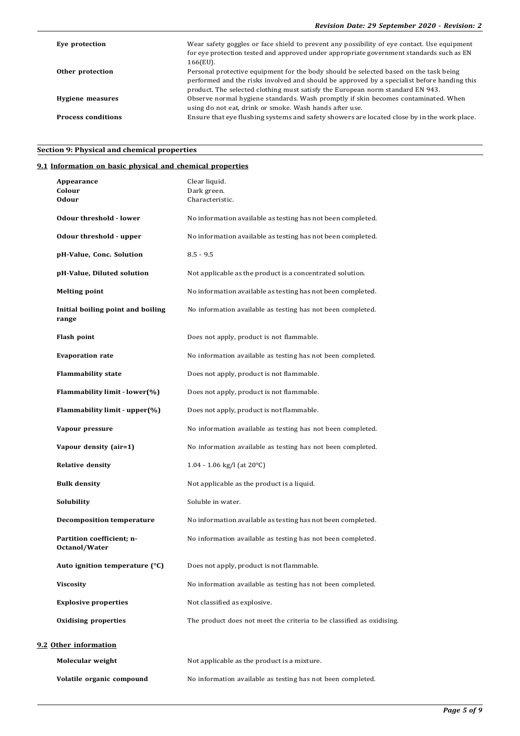| | |
|---|---|
| **Eye protection** | Wear safety goggles or face shield to prevent any possibility of eye contact. Use equipment for eye protection tested and approved under appropriate government standards such as EN 166(EU). |
| **Other protection** | Personal protective equipment for the body should be selected based on the task being performed and the risks involved and should be approved by a specialist before handing this product. The selected clothing must satisfy the European norm standard EN 943. |
| **Hygiene measures** | Observe normal hygiene standards. Wash promptly if skin becomes contaminated. When using do not eat, drink or smoke. Wash hands after use. |
| **Process conditions** | Ensure that eye flushing systems and safety showers are located close by in the work place. |

## Section 9: Physical and chemical properties

### 9.1 Information on basic physical and chemical properties

| | |
|---|---|
| **Appearance** | Clear liquid. |
| **Colour** | Dark green. |
| **Odour** | Characteristic. |
| **Odour threshold - lower** | No information available as testing has not been completed. |
| **Odour threshold - upper** | No information available as testing has not been completed. |
| **pH-Value, Conc. Solution** | 8.5 - 9.5 |
| **pH-Value, Diluted solution** | Not applicable as the product is a concentrated solution. |
| **Melting point** | No information available as testing has not been completed. |
| **Initial boiling point and boiling range** | No information available as testing has not been completed. |
| **Flash point** | Does not apply, product is not flammable. |
| **Evaporation rate** | No information available as testing has not been completed. |
| **Flammability state** | Does not apply, product is not flammable. |
| **Flammability limit - lower(%)** | Does not apply, product is not flammable. |
| **Flammability limit - upper(%)** | Does not apply, product is not flammable. |
| **Vapour pressure** | No information available as testing has not been completed. |
| **Vapour density (air=1)** | No information available as testing has not been completed. |
| **Relative density** | 1.04 - 1.06 kg/l (at 20°C) |
| **Bulk density** | Not applicable as the product is a liquid. |
| **Solubility** | Soluble in water. |
| **Decomposition temperature** | No information available as testing has not been completed. |
| **Partition coefficient; n-Octanol/Water** | No information available as testing has not been completed. |
| **Auto ignition temperature (°C)** | Does not apply, product is not flammable. |
| **Viscosity** | No information available as testing has not been completed. |
| **Explosive properties** | Not classified as explosive. |
| **Oxidising properties** | The product does not meet the criteria to be classified as oxidising. |

### 9.2 Other information

| | |
|---|---|
| **Molecular weight** | Not applicable as the product is a mixture. |
| **Volatile organic compound** | No information available as testing has not been completed. |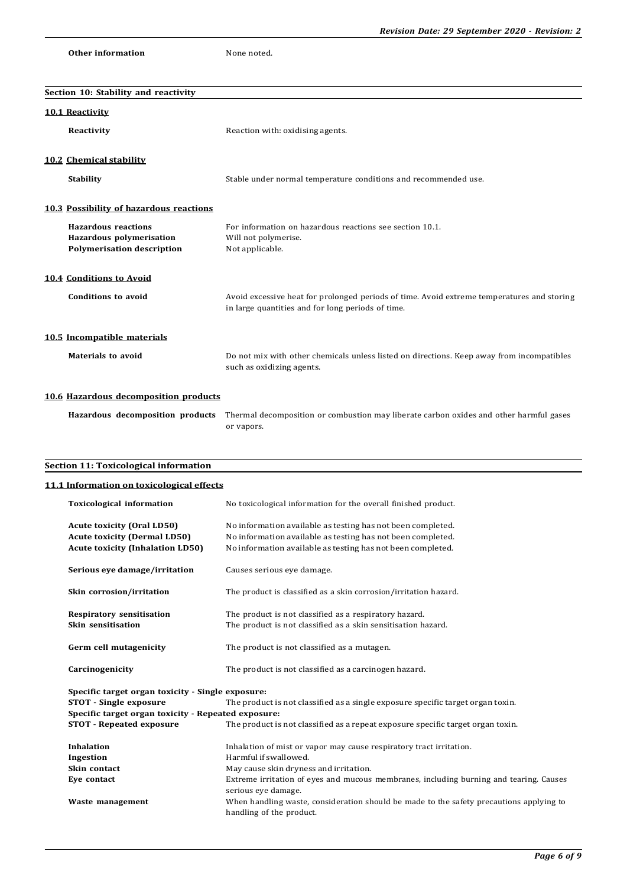| | |
|---|---|
| **Other information** | None noted. |

## Section 10: Stability and reactivity

### 10.1 Reactivity

| | |
|---|---|
| **Reactivity** | Reaction with: oxidising agents. |

### 10.2 Chemical stability

| | |
|---|---|
| **Stability** | Stable under normal temperature conditions and recommended use. |

### 10.3 Possibility of hazardous reactions

| | |
|---|---|
| **Hazardous reactions** | For information on hazardous reactions see section 10.1. |
| **Hazardous polymerisation** | Will not polymerise. |
| **Polymerisation description** | Not applicable. |

### 10.4 Conditions to Avoid

| | |
|---|---|
| **Conditions to avoid** | Avoid excessive heat for prolonged periods of time. Avoid extreme temperatures and storing in large quantities and for long periods of time. |

### 10.5 Incompatible materials

| | |
|---|---|
| **Materials to avoid** | Do not mix with other chemicals unless listed on directions. Keep away from incompatibles such as oxidizing agents. |

### 10.6 Hazardous decomposition products

| | |
|---|---|
| **Hazardous decomposition products** | Thermal decomposition or combustion may liberate carbon oxides and other harmful gases or vapors. |

## Section 11: Toxicological information

### 11.1 Information on toxicological effects

| | |
|---|---|
| **Toxicological information** | No toxicological information for the overall finished product. |
| **Acute toxicity (Oral LD50)** | No information available as testing has not been completed. |
| **Acute toxicity (Dermal LD50)** | No information available as testing has not been completed. |
| **Acute toxicity (Inhalation LD50)** | No information available as testing has not been completed. |
| **Serious eye damage/irritation** | Causes serious eye damage. |
| **Skin corrosion/irritation** | The product is classified as a skin corrosion/irritation hazard. |
| **Respiratory sensitisation** | The product is not classified as a respiratory hazard. |
| **Skin sensitisation** | The product is not classified as a skin sensitisation hazard. |
| **Germ cell mutagenicity** | The product is not classified as a mutagen. |
| **Carcinogenicity** | The product is not classified as a carcinogen hazard. |

**Specific target organ toxicity - Single exposure:**

| | |
|---|---|
| **STOT - Single exposure** | The product is not classified as a single exposure specific target organ toxin. |

**Specific target organ toxicity - Repeated exposure:**

| | |
|---|---|
| **STOT - Repeated exposure** | The product is not classified as a repeat exposure specific target organ toxin. |

| | |
|---|---|
| **Inhalation** | Inhalation of mist or vapor may cause respiratory tract irritation. |
| **Ingestion** | Harmful if swallowed. |
| **Skin contact** | May cause skin dryness and irritation. |
| **Eye contact** | Extreme irritation of eyes and mucous membranes, including burning and tearing. Causes serious eye damage. |
| **Waste management** | When handling waste, consideration should be made to the safety precautions applying to handling of the product. |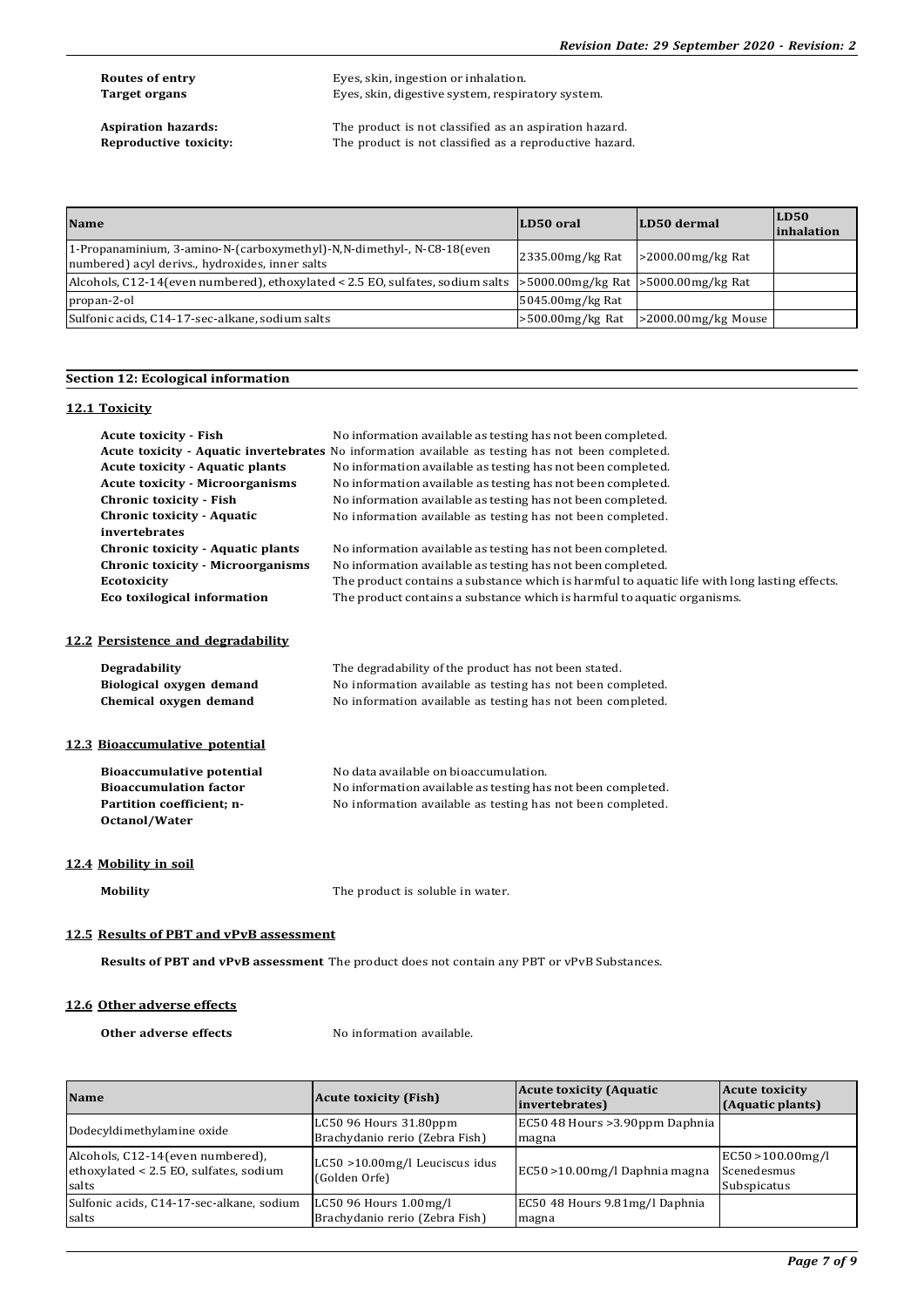**Routes of entry** Eyes, skin, ingestion or inhalation.
**Target organs** Eyes, skin, digestive system, respiratory system.

**Aspiration hazards:** The product is not classified as an aspiration hazard.
**Reproductive toxicity:** The product is not classified as a reproductive hazard.

| Name | LD50 oral | LD50 dermal | LD50 inhalation |
|---|---|---|---|
| 1-Propanaminium, 3-amino-N-(carboxymethyl)-N,N-dimethyl-, N-C8-18(even numbered) acyl derivs., hydroxides, inner salts | 2335.00mg/kg Rat | >2000.00mg/kg Rat | |
| Alcohols, C12-14(even numbered), ethoxylated < 2.5 EO, sulfates, sodium salts | >5000.00mg/kg Rat | >5000.00mg/kg Rat | |
| propan-2-ol | 5045.00mg/kg Rat | | |
| Sulfonic acids, C14-17-sec-alkane, sodium salts | >500.00mg/kg Rat | >2000.00mg/kg Mouse | |

## Section 12: Ecological information

### 12.1 Toxicity

**Acute toxicity - Fish** No information available as testing has not been completed.
**Acute toxicity - Aquatic invertebrates** No information available as testing has not been completed.
**Acute toxicity - Aquatic plants** No information available as testing has not been completed.
**Acute toxicity - Microorganisms** No information available as testing has not been completed.
**Chronic toxicity - Fish** No information available as testing has not been completed.
**Chronic toxicity - Aquatic invertebrates** No information available as testing has not been completed.
**Chronic toxicity - Aquatic plants** No information available as testing has not been completed.
**Chronic toxicity - Microorganisms** No information available as testing has not been completed.
**Ecotoxicity** The product contains a substance which is harmful to aquatic life with long lasting effects.
**Eco toxilogical information** The product contains a substance which is harmful to aquatic organisms.

### 12.2 Persistence and degradability

**Degradability** The degradability of the product has not been stated.
**Biological oxygen demand** No information available as testing has not been completed.
**Chemical oxygen demand** No information available as testing has not been completed.

### 12.3 Bioaccumulative potential

**Bioaccumulative potential** No data available on bioaccumulation.
**Bioaccumulation factor** No information available as testing has not been completed.
**Partition coefficient; n-Octanol/Water** No information available as testing has not been completed.

### 12.4 Mobility in soil

**Mobility** The product is soluble in water.

### 12.5 Results of PBT and vPvB assessment

**Results of PBT and vPvB assessment** The product does not contain any PBT or vPvB Substances.

### 12.6 Other adverse effects

**Other adverse effects** No information available.

| Name | Acute toxicity (Fish) | Acute toxicity (Aquatic invertebrates) | Acute toxicity (Aquatic plants) |
|---|---|---|---|
| Dodecyldimethylamine oxide | LC50 96 Hours 31.80ppm Brachydanio rerio (Zebra Fish) | EC50 48 Hours >3.90ppm Daphnia magna | |
| Alcohols, C12-14(even numbered), ethoxylated < 2.5 EO, sulfates, sodium salts | LC50 >10.00mg/l Leuciscus idus (Golden Orfe) | EC50 >10.00mg/l Daphnia magna | EC50 >100.00mg/l Scenedesmus Subspicatus |
| Sulfonic acids, C14-17-sec-alkane, sodium salts | LC50 96 Hours 1.00mg/l Brachydanio rerio (Zebra Fish) | EC50 48 Hours 9.81mg/l Daphnia magna | |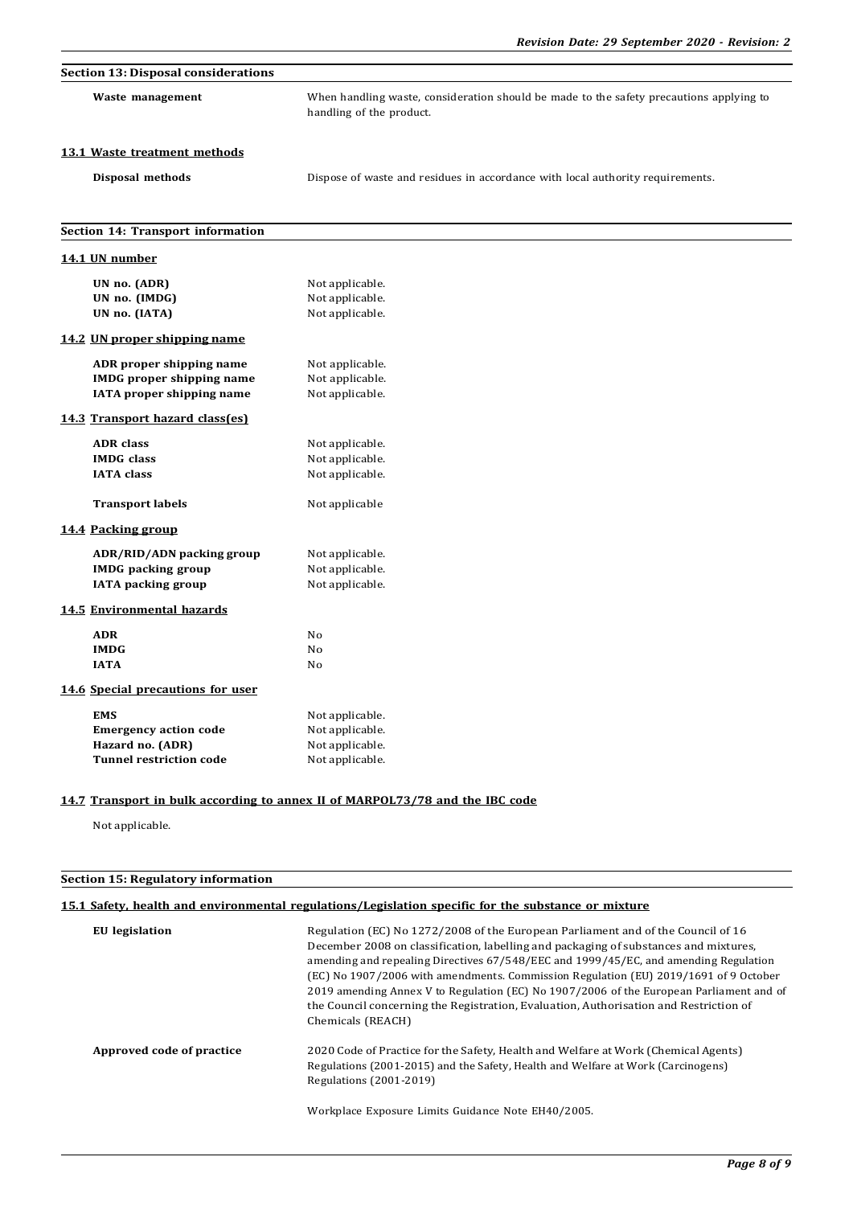## Section 13: Disposal considerations

**Waste management** When handling waste, consideration should be made to the safety precautions applying to handling of the product.

### 13.1 Waste treatment methods

**Disposal methods** Dispose of waste and residues in accordance with local authority requirements.

## Section 14: Transport information

### 14.1 UN number

| | |
|---|---|
| **UN no. (ADR)** | Not applicable. |
| **UN no. (IMDG)** | Not applicable. |
| **UN no. (IATA)** | Not applicable. |

### 14.2 UN proper shipping name

| | |
|---|---|
| **ADR proper shipping name** | Not applicable. |
| **IMDG proper shipping name** | Not applicable. |
| **IATA proper shipping name** | Not applicable. |

### 14.3 Transport hazard class(es)

| | |
|---|---|
| **ADR class** | Not applicable. |
| **IMDG class** | Not applicable. |
| **IATA class** | Not applicable. |
| **Transport labels** | Not applicable |

### 14.4 Packing group

| | |
|---|---|
| **ADR/RID/ADN packing group** | Not applicable. |
| **IMDG packing group** | Not applicable. |
| **IATA packing group** | Not applicable. |

### 14.5 Environmental hazards

| | |
|---|---|
| **ADR** | No |
| **IMDG** | No |
| **IATA** | No |

### 14.6 Special precautions for user

| | |
|---|---|
| **EMS** | Not applicable. |
| **Emergency action code** | Not applicable. |
| **Hazard no. (ADR)** | Not applicable. |
| **Tunnel restriction code** | Not applicable. |

### 14.7 Transport in bulk according to annex II of MARPOL73/78 and the IBC code

Not applicable.

## Section 15: Regulatory information

### 15.1 Safety, health and environmental regulations/Legislation specific for the substance or mixture

**EU legislation** Regulation (EC) No 1272/2008 of the European Parliament and of the Council of 16 December 2008 on classification, labelling and packaging of substances and mixtures, amending and repealing Directives 67/548/EEC and 1999/45/EC, and amending Regulation (EC) No 1907/2006 with amendments. Commission Regulation (EU) 2019/1691 of 9 October 2019 amending Annex V to Regulation (EC) No 1907/2006 of the European Parliament and of the Council concerning the Registration, Evaluation, Authorisation and Restriction of Chemicals (REACH)

**Approved code of practice** 2020 Code of Practice for the Safety, Health and Welfare at Work (Chemical Agents) Regulations (2001-2015) and the Safety, Health and Welfare at Work (Carcinogens) Regulations (2001-2019)

Workplace Exposure Limits Guidance Note EH40/2005.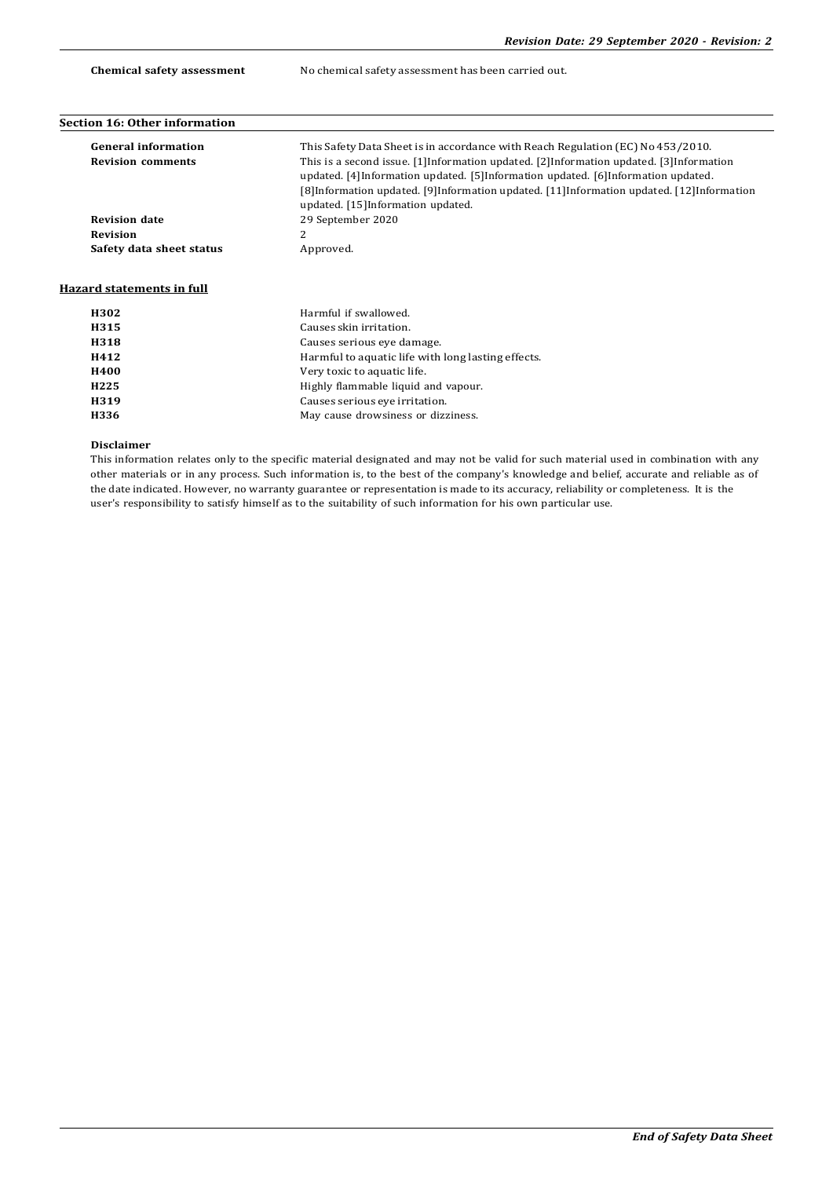**Chemical safety assessment** No chemical safety assessment has been carried out.

## Section 16: Other information

| | |
|---|---|
| **General information** | This Safety Data Sheet is in accordance with Reach Regulation (EC) No 453/2010. |
| **Revision comments** | This is a second issue. [1]Information updated. [2]Information updated. [3]Information updated. [4]Information updated. [5]Information updated. [6]Information updated. [8]Information updated. [9]Information updated. [11]Information updated. [12]Information updated. [15]Information updated. |
| **Revision date** | 29 September 2020 |
| **Revision** | 2 |
| **Safety data sheet status** | Approved. |

### Hazard statements in full

| | |
|---|---|
| **H302** | Harmful if swallowed. |
| **H315** | Causes skin irritation. |
| **H318** | Causes serious eye damage. |
| **H412** | Harmful to aquatic life with long lasting effects. |
| **H400** | Very toxic to aquatic life. |
| **H225** | Highly flammable liquid and vapour. |
| **H319** | Causes serious eye irritation. |
| **H336** | May cause drowsiness or dizziness. |

**Disclaimer**

This information relates only to the specific material designated and may not be valid for such material used in combination with any other materials or in any process. Such information is, to the best of the company's knowledge and belief, accurate and reliable as of the date indicated. However, no warranty guarantee or representation is made to its accuracy, reliability or completeness. It is the user's responsibility to satisfy himself as to the suitability of such information for his own particular use.

***End of Safety Data Sheet***